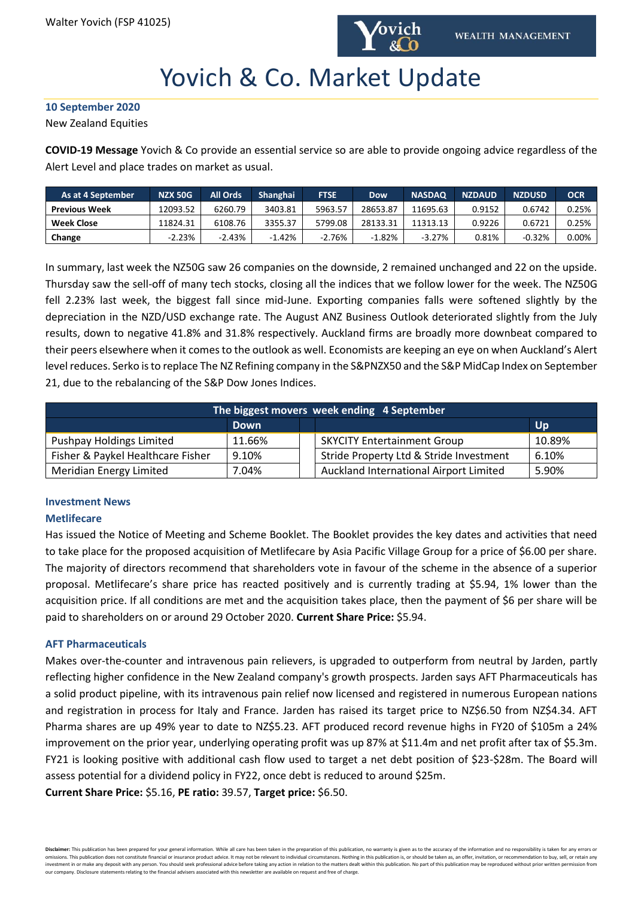Walter Yovich (FSP 41025)

# Yovich & Co. Market Update

**10 September 2020**

New Zealand Equities

**COVID-19 Message** Yovich & Co provide an essential service so are able to provide ongoing advice regardless of the Alert Level and place trades on market as usual.

| As at 4 September | NZX 50G | All Ords | Shanghai | FTSE | Dow | NASDAQ | NZDAUD | NZDUSD | OCR |
|---|---|---|---|---|---|---|---|---|---|
| **Previous Week** | 12093.52 | 6260.79 | 3403.81 | 5963.57 | 28653.87 | 11695.63 | 0.9152 | 0.6742 | 0.25% |
| **Week Close** | 11824.31 | 6108.76 | 3355.37 | 5799.08 | 28133.31 | 11313.13 | 0.9226 | 0.6721 | 0.25% |
| **Change** | -2.23% | -2.43% | -1.42% | -2.76% | -1.82% | -3.27% | 0.81% | -0.32% | 0.00% |

In summary, last week the NZ50G saw 26 companies on the downside, 2 remained unchanged and 22 on the upside. Thursday saw the sell-off of many tech stocks, closing all the indices that we follow lower for the week. The NZ50G fell 2.23% last week, the biggest fall since mid-June. Exporting companies falls were softened slightly by the depreciation in the NZD/USD exchange rate. The August ANZ Business Outlook deteriorated slightly from the July results, down to negative 41.8% and 31.8% respectively. Auckland firms are broadly more downbeat compared to their peers elsewhere when it comes to the outlook as well. Economists are keeping an eye on when Auckland's Alert level reduces. Serko is to replace The NZ Refining company in the S&PNZX50 and the S&P MidCap Index on September 21, due to the rebalancing of the S&P Dow Jones Indices.

| The biggest movers week ending 4 September | | | | |
|---|---|---|---|---|
| | Down | | | Up |
| Pushpay Holdings Limited | 11.66% | | SKYCITY Entertainment Group | 10.89% |
| Fisher & Paykel Healthcare Fisher | 9.10% | | Stride Property Ltd & Stride Investment | 6.10% |
| Meridian Energy Limited | 7.04% | | Auckland International Airport Limited | 5.90% |

## Investment News

### Metlifecare

Has issued the Notice of Meeting and Scheme Booklet. The Booklet provides the key dates and activities that need to take place for the proposed acquisition of Metlifecare by Asia Pacific Village Group for a price of $6.00 per share. The majority of directors recommend that shareholders vote in favour of the scheme in the absence of a superior proposal. Metlifecare's share price has reacted positively and is currently trading at $5.94, 1% lower than the acquisition price. If all conditions are met and the acquisition takes place, then the payment of $6 per share will be paid to shareholders on or around 29 October 2020. **Current Share Price:** $5.94.

### AFT Pharmaceuticals

Makes over-the-counter and intravenous pain relievers, is upgraded to outperform from neutral by Jarden, partly reflecting higher confidence in the New Zealand company's growth prospects. Jarden says AFT Pharmaceuticals has a solid product pipeline, with its intravenous pain relief now licensed and registered in numerous European nations and registration in process for Italy and France. Jarden has raised its target price to NZ$6.50 from NZ$4.34. AFT Pharma shares are up 49% year to date to NZ$5.23. AFT produced record revenue highs in FY20 of $105m a 24% improvement on the prior year, underlying operating profit was up 87% at $11.4m and net profit after tax of $5.3m. FY21 is looking positive with additional cash flow used to target a net debt position of $23-$28m. The Board will assess potential for a dividend policy in FY22, once debt is reduced to around $25m.

**Current Share Price:** $5.16, **PE ratio:** 39.57, **Target price:** $6.50.

**Disclaimer:** This publication has been prepared for your general information. While all care has been taken in the preparation of this publication, no warranty is given as to the accuracy of the information and no responsibility is taken for any errors or omissions. This publication does not constitute financial or insurance product advice. It may not be relevant to individual circumstances. Nothing in this publication is, or should be taken as, an offer, invitation, or recommendation to buy, sell, or retain any investment in or make any deposit with any person. You should seek professional advice before taking any action in relation to the matters dealt within this publication. No part of this publication may be reproduced without prior written permission from our company. Disclosure statements relating to the financial advisers associated with this newsletter are available on request and free of charge.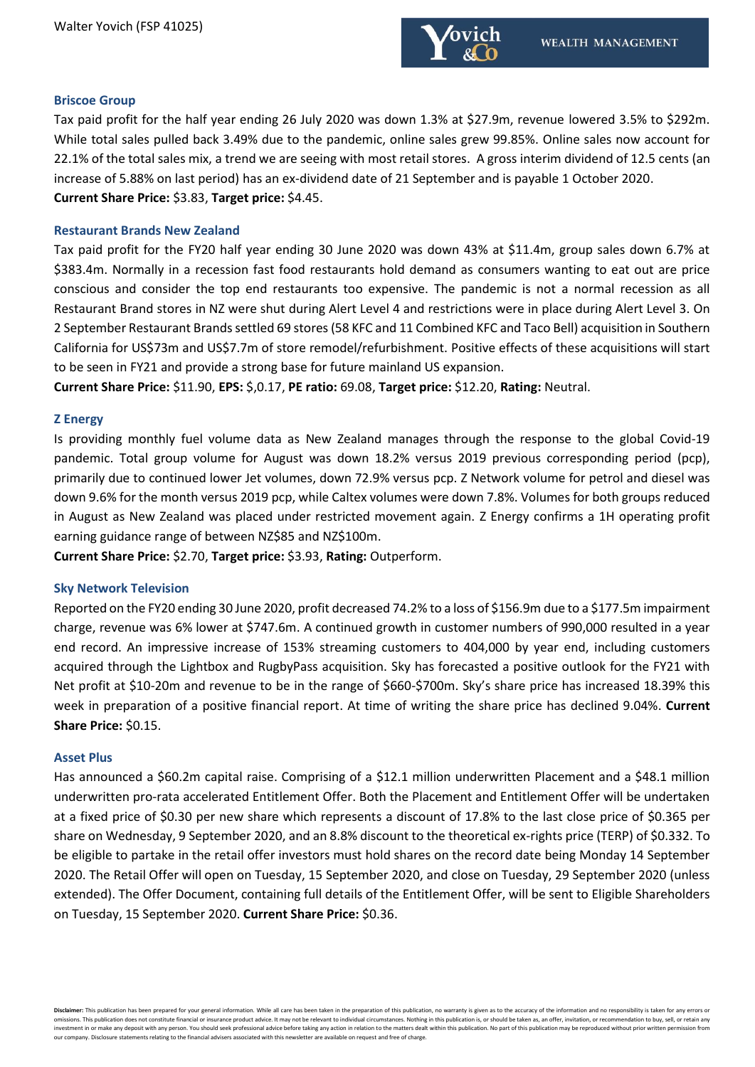### Briscoe Group

Tax paid profit for the half year ending 26 July 2020 was down 1.3% at $27.9m, revenue lowered 3.5% to $292m. While total sales pulled back 3.49% due to the pandemic, online sales grew 99.85%. Online sales now account for 22.1% of the total sales mix, a trend we are seeing with most retail stores. A gross interim dividend of 12.5 cents (an increase of 5.88% on last period) has an ex-dividend date of 21 September and is payable 1 October 2020.
**Current Share Price:** $3.83, **Target price:** $4.45.

### Restaurant Brands New Zealand

Tax paid profit for the FY20 half year ending 30 June 2020 was down 43% at $11.4m, group sales down 6.7% at $383.4m. Normally in a recession fast food restaurants hold demand as consumers wanting to eat out are price conscious and consider the top end restaurants too expensive. The pandemic is not a normal recession as all Restaurant Brand stores in NZ were shut during Alert Level 4 and restrictions were in place during Alert Level 3. On 2 September Restaurant Brands settled 69 stores (58 KFC and 11 Combined KFC and Taco Bell) acquisition in Southern California for US$73m and US$7.7m of store remodel/refurbishment. Positive effects of these acquisitions will start to be seen in FY21 and provide a strong base for future mainland US expansion.
**Current Share Price:** $11.90, **EPS:** $,0.17, **PE ratio:** 69.08, **Target price:** $12.20, **Rating:** Neutral.

### Z Energy

Is providing monthly fuel volume data as New Zealand manages through the response to the global Covid-19 pandemic. Total group volume for August was down 18.2% versus 2019 previous corresponding period (pcp), primarily due to continued lower Jet volumes, down 72.9% versus pcp. Z Network volume for petrol and diesel was down 9.6% for the month versus 2019 pcp, while Caltex volumes were down 7.8%. Volumes for both groups reduced in August as New Zealand was placed under restricted movement again. Z Energy confirms a 1H operating profit earning guidance range of between NZ$85 and NZ$100m.
**Current Share Price:** $2.70, **Target price:** $3.93, **Rating:** Outperform.

### Sky Network Television

Reported on the FY20 ending 30 June 2020, profit decreased 74.2% to a loss of $156.9m due to a $177.5m impairment charge, revenue was 6% lower at $747.6m. A continued growth in customer numbers of 990,000 resulted in a year end record. An impressive increase of 153% streaming customers to 404,000 by year end, including customers acquired through the Lightbox and RugbyPass acquisition. Sky has forecasted a positive outlook for the FY21 with Net profit at $10-20m and revenue to be in the range of $660-$700m. Sky's share price has increased 18.39% this week in preparation of a positive financial report. At time of writing the share price has declined 9.04%. **Current Share Price:** $0.15.

### Asset Plus

Has announced a $60.2m capital raise. Comprising of a $12.1 million underwritten Placement and a $48.1 million underwritten pro-rata accelerated Entitlement Offer. Both the Placement and Entitlement Offer will be undertaken at a fixed price of $0.30 per new share which represents a discount of 17.8% to the last close price of $0.365 per share on Wednesday, 9 September 2020, and an 8.8% discount to the theoretical ex-rights price (TERP) of $0.332. To be eligible to partake in the retail offer investors must hold shares on the record date being Monday 14 September 2020. The Retail Offer will open on Tuesday, 15 September 2020, and close on Tuesday, 29 September 2020 (unless extended). The Offer Document, containing full details of the Entitlement Offer, will be sent to Eligible Shareholders on Tuesday, 15 September 2020. **Current Share Price:** $0.36.

**Disclaimer:** This publication has been prepared for your general information. While all care has been taken in the preparation of this publication, no warranty is given as to the accuracy of the information and no responsibility is taken for any errors or omissions. This publication does not constitute financial or insurance product advice. It may not be relevant to individual circumstances. Nothing in this publication is, or should be taken as, an offer, invitation, or recommendation to buy, sell, or retain any investment in or make any deposit with any person. You should seek professional advice before taking any action in relation to the matters dealt within this publication. No part of this publication may be reproduced without prior written permission from our company. Disclosure statements relating to the financial advisers associated with this newsletter are available on request and free of charge.